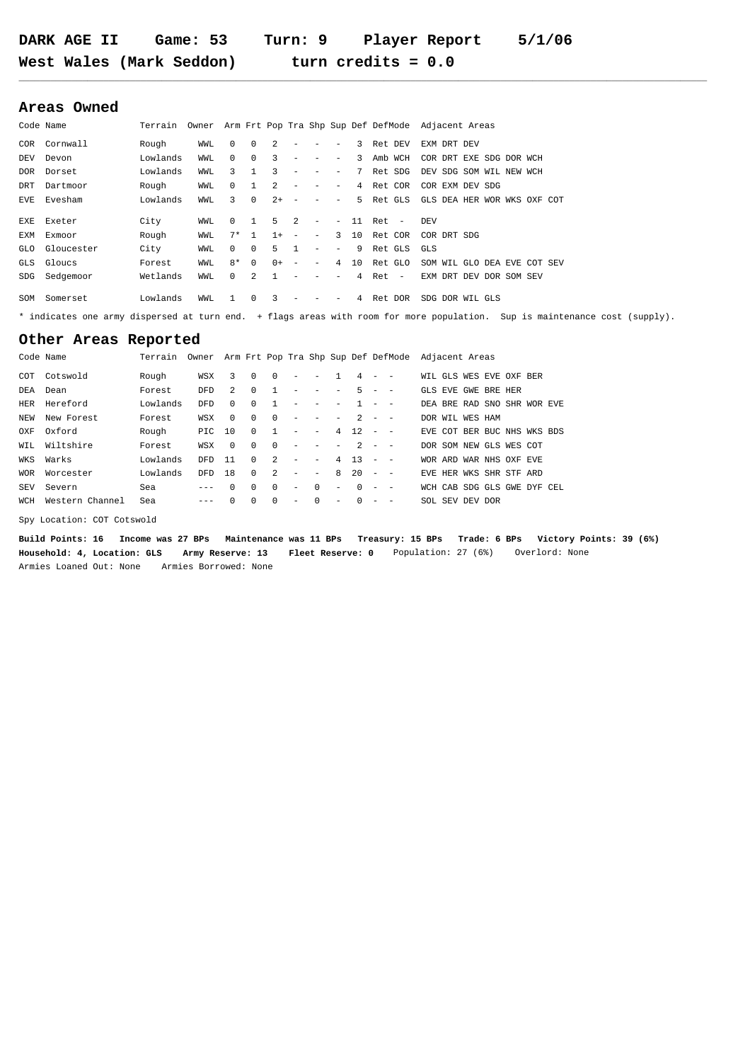**DARK AGE II Game: 53 Turn: 9 Player Report 5/1/06**

**West Wales (Mark Seddon) turn credits = 0.0**

## Areas Owned

| Code | Name | Terrain | Owner | Arm | Frt | Pop | Tra | Shp | Sup | Def | DefMode | Adjacent Areas |
|---|---|---|---|---|---|---|---|---|---|---|---|---|
| COR | Cornwall | Rough | WWL | 0 | 0 | 2 | - | - | - | 3 | Ret DEV | EXM DRT DEV |
| DEV | Devon | Lowlands | WWL | 0 | 0 | 3 | - | - | - | 3 | Amb WCH | COR DRT EXE SDG DOR WCH |
| DOR | Dorset | Lowlands | WWL | 3 | 1 | 3 | - | - | - | 7 | Ret SDG | DEV SDG SOM WIL NEW WCH |
| DRT | Dartmoor | Rough | WWL | 0 | 1 | 2 | - | - | - | 4 | Ret COR | COR EXM DEV SDG |
| EVE | Evesham | Lowlands | WWL | 3 | 0 | 2+ | - | - | - | 5 | Ret GLS | GLS DEA HER WOR WKS OXF COT |
| EXE | Exeter | City | WWL | 0 | 1 | 5 | 2 | - | - | 11 | Ret - | DEV |
| EXM | Exmoor | Rough | WWL | 7* | 1 | 1+ | - | - | 3 | 10 | Ret COR | COR DRT SDG |
| GLO | Gloucester | City | WWL | 0 | 0 | 5 | 1 | - | - | 9 | Ret GLS | GLS |
| GLS | Gloucs | Forest | WWL | 8* | 0 | 0+ | - | - | 4 | 10 | Ret GLO | SOM WIL GLO DEA EVE COT SEV |
| SDG | Sedgemoor | Wetlands | WWL | 0 | 2 | 1 | - | - | - | 4 | Ret - | EXM DRT DEV DOR SOM SEV |
| SOM | Somerset | Lowlands | WWL | 1 | 0 | 3 | - | - | - | 4 | Ret DOR | SDG DOR WIL GLS |

* indicates one army dispersed at turn end. + flags areas with room for more population. Sup is maintenance cost (supply).

## Other Areas Reported

| Code | Name | Terrain | Owner | Arm | Frt | Pop | Tra | Shp | Sup | Def | DefMode | Adjacent Areas |
|---|---|---|---|---|---|---|---|---|---|---|---|---|
| COT | Cotswold | Rough | WSX | 3 | 0 | 0 | - | - | 1 | 4 | - - | WIL GLS WES EVE OXF BER |
| DEA | Dean | Forest | DFD | 2 | 0 | 1 | - | - | - | 5 | - - | GLS EVE GWE BRE HER |
| HER | Hereford | Lowlands | DFD | 0 | 0 | 1 | - | - | - | 1 | - - | DEA BRE RAD SNO SHR WOR EVE |
| NEW | New Forest | Forest | WSX | 0 | 0 | 0 | - | - | - | 2 | - - | DOR WIL WES HAM |
| OXF | Oxford | Rough | PIC | 10 | 0 | 1 | - | - | 4 | 12 | - - | EVE COT BER BUC NHS WKS BDS |
| WIL | Wiltshire | Forest | WSX | 0 | 0 | 0 | - | - | - | 2 | - - | DOR SOM NEW GLS WES COT |
| WKS | Warks | Lowlands | DFD | 11 | 0 | 2 | - | - | 4 | 13 | - - | WOR ARD WAR NHS OXF EVE |
| WOR | Worcester | Lowlands | DFD | 18 | 0 | 2 | - | - | 8 | 20 | - - | EVE HER WKS SHR STF ARD |
| SEV | Severn | Sea | --- | 0 | 0 | 0 | - | 0 | - | 0 | - - | WCH CAB SDG GLS GWE DYF CEL |
| WCH | Western Channel | Sea | --- | 0 | 0 | 0 | - | 0 | - | 0 | - - | SOL SEV DEV DOR |

Spy Location: COT Cotswold

**Build Points: 16 Income was 27 BPs Maintenance was 11 BPs Treasury: 15 BPs Trade: 6 BPs Victory Points: 39 (6%)**

**Household: 4, Location: GLS Army Reserve: 13 Fleet Reserve: 0** Population: 27 (6%) Overlord: None

Armies Loaned Out: None Armies Borrowed: None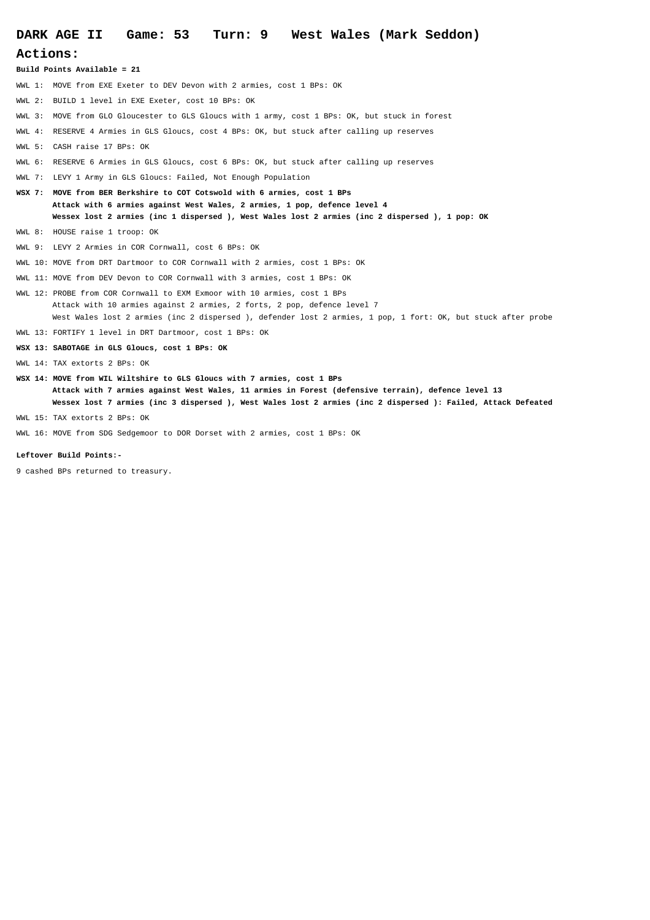# DARK AGE II   Game: 53   Turn: 9   West Wales (Mark Seddon)

## Actions:

**Build Points Available = 21**

WWL 1:  MOVE from EXE Exeter to DEV Devon with 2 armies, cost 1 BPs: OK

WWL 2:  BUILD 1 level in EXE Exeter, cost 10 BPs: OK

WWL 3:  MOVE from GLO Gloucester to GLS Gloucs with 1 army, cost 1 BPs: OK, but stuck in forest

WWL 4:  RESERVE 4 Armies in GLS Gloucs, cost 4 BPs: OK, but stuck after calling up reserves

WWL 5:  CASH raise 17 BPs: OK

WWL 6:  RESERVE 6 Armies in GLS Gloucs, cost 6 BPs: OK, but stuck after calling up reserves

WWL 7:  LEVY 1 Army in GLS Gloucs: Failed, Not Enough Population

**WSX 7:  MOVE from BER Berkshire to COT Cotswold with 6 armies, cost 1 BPs**
**Attack with 6 armies against West Wales, 2 armies, 1 pop, defence level 4**
**Wessex lost 2 armies (inc 1 dispersed ), West Wales lost 2 armies (inc 2 dispersed ), 1 pop: OK**

WWL 8:  HOUSE raise 1 troop: OK

WWL 9:  LEVY 2 Armies in COR Cornwall, cost 6 BPs: OK

WWL 10: MOVE from DRT Dartmoor to COR Cornwall with 2 armies, cost 1 BPs: OK

WWL 11: MOVE from DEV Devon to COR Cornwall with 3 armies, cost 1 BPs: OK

WWL 12: PROBE from COR Cornwall to EXM Exmoor with 10 armies, cost 1 BPs
Attack with 10 armies against 2 armies, 2 forts, 2 pop, defence level 7
West Wales lost 2 armies (inc 2 dispersed ), defender lost 2 armies, 1 pop, 1 fort: OK, but stuck after probe

WWL 13: FORTIFY 1 level in DRT Dartmoor, cost 1 BPs: OK

**WSX 13: SABOTAGE in GLS Gloucs, cost 1 BPs: OK**

WWL 14: TAX extorts 2 BPs: OK

**WSX 14: MOVE from WIL Wiltshire to GLS Gloucs with 7 armies, cost 1 BPs**
**Attack with 7 armies against West Wales, 11 armies in Forest (defensive terrain), defence level 13**
**Wessex lost 7 armies (inc 3 dispersed ), West Wales lost 2 armies (inc 2 dispersed ): Failed, Attack Defeated**

WWL 15: TAX extorts 2 BPs: OK

WWL 16: MOVE from SDG Sedgemoor to DOR Dorset with 2 armies, cost 1 BPs: OK

**Leftover Build Points:-**

9 cashed BPs returned to treasury.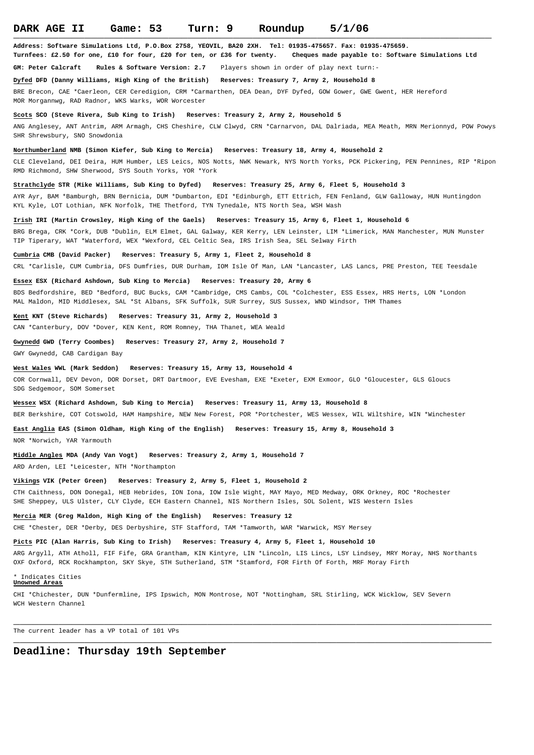# DARK AGE II Game: 53 Turn: 9 Roundup 5/1/06

**Address: Software Simulations Ltd, P.O.Box 2758, YEOVIL, BA20 2XH. Tel: 01935-475657. Fax: 01935-475659.**
**Turnfees: £2.50 for one, £10 for four, £20 for ten, or £36 for twenty. Cheques made payable to: Software Simulations Ltd**

**GM: Peter Calcraft Rules & Software Version: 2.7** Players shown in order of play next turn:-

**Dyfed DFD (Danny Williams, High King of the British) Reserves: Treasury 7, Army 2, Household 8**

BRE Brecon, CAE *Caerleon, CER Ceredigion, CRM *Carmarthen, DEA Dean, DYF Dyfed, GOW Gower, GWE Gwent, HER Hereford
MOR Morgannwg, RAD Radnor, WKS Warks, WOR Worcester

**Scots SCO (Steve Rivera, Sub King to Irish) Reserves: Treasury 2, Army 2, Household 5**

ANG Anglesey, ANT Antrim, ARM Armagh, CHS Cheshire, CLW Clwyd, CRN *Carnarvon, DAL Dalriada, MEA Meath, MRN Merionnyd, POW Powys
SHR Shrewsbury, SNO Snowdonia

**Northumberland NMB (Simon Kiefer, Sub King to Mercia) Reserves: Treasury 18, Army 4, Household 2**

CLE Cleveland, DEI Deira, HUM Humber, LES Leics, NOS Notts, NWK Newark, NYS North Yorks, PCK Pickering, PEN Pennines, RIP *Ripon
RMD Richmond, SHW Sherwood, SYS South Yorks, YOR *York

**Strathclyde STR (Mike Williams, Sub King to Dyfed) Reserves: Treasury 25, Army 6, Fleet 5, Household 3**

AYR Ayr, BAM *Bamburgh, BRN Bernicia, DUM *Dumbarton, EDI *Edinburgh, ETT Ettrich, FEN Fenland, GLW Galloway, HUN Huntingdon
KYL Kyle, LOT Lothian, NFK Norfolk, THE Thetford, TYN Tynedale, NTS North Sea, WSH Wash

**Irish IRI (Martin Crowsley, High King of the Gaels) Reserves: Treasury 15, Army 6, Fleet 1, Household 6**

BRG Brega, CRK *Cork, DUB *Dublin, ELM Elmet, GAL Galway, KER Kerry, LEN Leinster, LIM *Limerick, MAN Manchester, MUN Munster
TIP Tiperary, WAT *Waterford, WEX *Wexford, CEL Celtic Sea, IRS Irish Sea, SEL Selway Firth

**Cumbria CMB (David Packer) Reserves: Treasury 5, Army 1, Fleet 2, Household 8**

CRL *Carlisle, CUM Cumbria, DFS Dumfries, DUR Durham, IOM Isle Of Man, LAN *Lancaster, LAS Lancs, PRE Preston, TEE Teesdale

**Essex ESX (Richard Ashdown, Sub King to Mercia) Reserves: Treasury 20, Army 6**

BDS Bedfordshire, BED *Bedford, BUC Bucks, CAM *Cambridge, CMS Cambs, COL *Colchester, ESS Essex, HRS Herts, LON *London
MAL Maldon, MID Middlesex, SAL *St Albans, SFK Suffolk, SUR Surrey, SUS Sussex, WND Windsor, THM Thames

**Kent KNT (Steve Richards) Reserves: Treasury 31, Army 2, Household 3**

CAN *Canterbury, DOV *Dover, KEN Kent, ROM Romney, THA Thanet, WEA Weald

**Gwynedd GWD (Terry Coombes) Reserves: Treasury 27, Army 2, Household 7**

GWY Gwynedd, CAB Cardigan Bay

**West Wales WWL (Mark Seddon) Reserves: Treasury 15, Army 13, Household 4**

COR Cornwall, DEV Devon, DOR Dorset, DRT Dartmoor, EVE Evesham, EXE *Exeter, EXM Exmoor, GLO *Gloucester, GLS Gloucs
SDG Sedgemoor, SOM Somerset

**Wessex WSX (Richard Ashdown, Sub King to Mercia) Reserves: Treasury 11, Army 13, Household 8**

BER Berkshire, COT Cotswold, HAM Hampshire, NEW New Forest, POR *Portchester, WES Wessex, WIL Wiltshire, WIN *Winchester

**East Anglia EAS (Simon Oldham, High King of the English) Reserves: Treasury 15, Army 8, Household 3**

NOR *Norwich, YAR Yarmouth

**Middle Angles MDA (Andy Van Vogt) Reserves: Treasury 2, Army 1, Household 7**

ARD Arden, LEI *Leicester, NTH *Northampton

**Vikings VIK (Peter Green) Reserves: Treasury 2, Army 5, Fleet 1, Household 2**

CTH Caithness, DON Donegal, HEB Hebrides, ION Iona, IOW Isle Wight, MAY Mayo, MED Medway, ORK Orkney, ROC *Rochester
SHE Sheppey, ULS Ulster, CLY Clyde, ECH Eastern Channel, NIS Northern Isles, SOL Solent, WIS Western Isles

**Mercia MER (Greg Maldon, High King of the English) Reserves: Treasury 12**

CHE *Chester, DER *Derby, DES Derbyshire, STF Stafford, TAM *Tamworth, WAR *Warwick, MSY Mersey

**Picts PIC (Alan Harris, Sub King to Irish) Reserves: Treasury 4, Army 5, Fleet 1, Household 10**

ARG Argyll, ATH Atholl, FIF Fife, GRA Grantham, KIN Kintyre, LIN *Lincoln, LIS Lincs, LSY Lindsey, MRY Moray, NHS Northants
OXF Oxford, RCK Rockhampton, SKY Skye, STH Sutherland, STM *Stamford, FOR Firth Of Forth, MRF Moray Firth

\* Indicates Cities

**Unowned Areas**

CHI *Chichester, DUN *Dunfermline, IPS Ipswich, MON Montrose, NOT *Nottingham, SRL Stirling, WCK Wicklow, SEV Severn
WCH Western Channel

---

The current leader has a VP total of 101 VPs

---

## Deadline: Thursday 19th September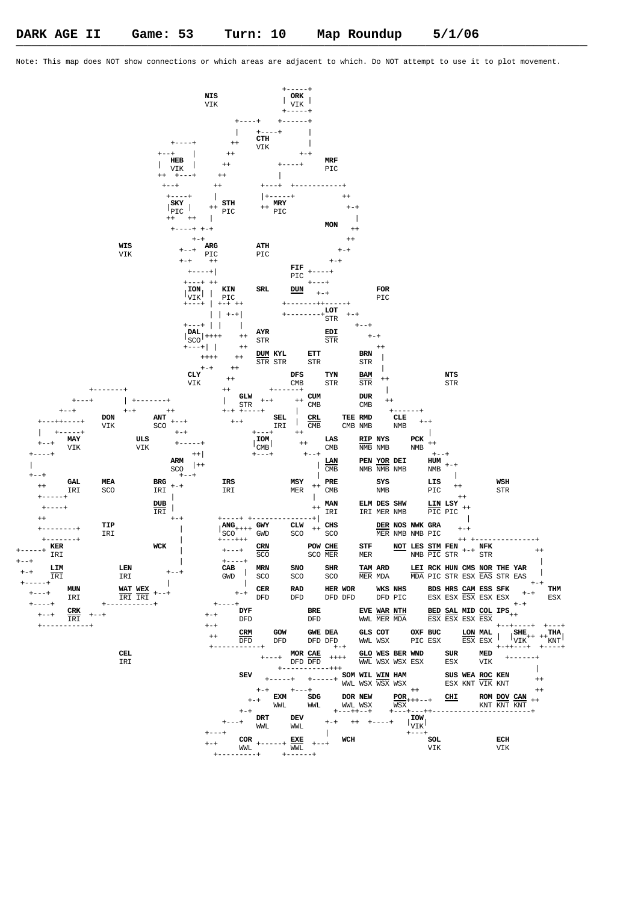**DARK AGE II     Game: 53     Turn: 10     Map Roundup     5/1/06**

Note: This map does NOT show connections or which areas are adjacent to which. Do NOT attempt to use it to plot movement.

```
NIS VIK        ORK VIK
CTH VIK
HEB VIK        MRF PIC
SKY PIC   STH PIC   MRY PIC
MON
WIS VIK   ARG PIC   ATH PIC
FIF PIC
ION VIK   KIN PIC   SRL   DUN   FOR PIC
LOT STR
DAL SCO   AYR STR   EDI STR
DUM STR   KYL STR   ETT STR   BRN STR
CLY VIK   DFS CMB   TYN STR   BAM STR   NTS STR
GLW STR   CUM CMB   DUR CMB
DON VIK   ANT SCO   SEL IRI   CRL CMB   TEE CMB   RMD NMB   CLE NMB
MAY VIK   ULS VIK   IOM CMB   LAS CMB   RIP NMB   NYS NMB   PCK NMB
ARM SCO   LAN CMB   PEN NMB   YOR NMB   DEI NMB   HUM NMB
GAL IRI   MEA SCO   BRG IRI   IRS IRI   MSY MER   PRE CMB   SYS NMB   LIS PIC   WSH STR
DUB IRI   MAN IRI   ELM IRI   DES MER   SHW NMB   LIN PIC   LSY PIC
TIP IRI   ANG SCO   GWY GWD   CLW SCO   CHS SCO   DER MER   NOS NMB   NWK NMB   GRA PIC
KER IRI   WCK   CRN SCO   POW SCO   CHE MER   STF MER   NOT   LES NMB   STM PIC   FEN STR   NFK STR
LIM IRI   LEN IRI   CAB GWD   MRN SCO   SNO SCO   SHR SCO   TAM MER   ARD MDA   LEI MDA   RCK PIC   HUN STR   CMS ESX   NOR EAS   THE STR   YAR EAS
MUN IRI   WAT IRI   WEX IRI   CER DFD   RAD DFD   HER DFD   WOR DFD   WKS DFD   NHS PIC   BDS ESX   HRS ESX   CAM ESX   ESS ESX   SFK ESX   THM ESX
CRK IRI   DYF DFD   BRE DFD   EVE WWL   WAR MER   NTH MDA   BED ESX   SAL ESX   MID ESX   COL ESX   IPS
CRM DFD   GOW DFD   GWE DFD   DEA DFD   GLS WWL   COT WSX   OXF PIC   BUC ESX   LON ESX   MAL ESX   SHE VIK   THA KNT
CEL IRI   MOR DFD   CAE DFD   GLO WWL   WES WSX   BER WSX   WND ESX   SUR ESX   MED VIK
SEV   SOM WWL   WIL WSX   WIN WSX   HAM WSX   SUS ESX   WEA KNT   ROC VIK   KEN KNT
EXM WWL   SDG WWL   DOR WWL   NEW WSX   POR WSX   CHI   ROM KNT   DOV KNT   CAN KNT
DRT WWL   DEV WWL   IOW VIK
COR WWL   EXE WWL   WCH   SOL VIK   ECH VIK
```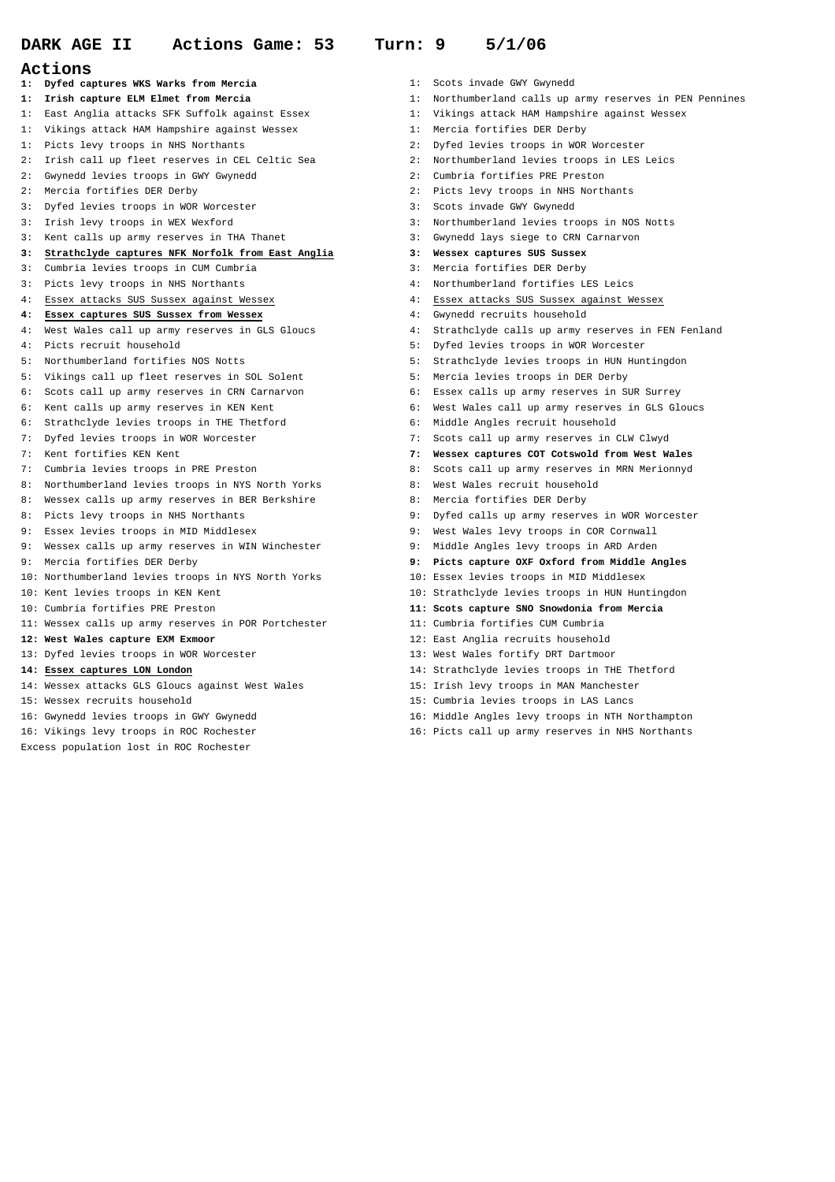# DARK AGE II Actions Game: 53 Turn: 9 5/1/06

## Actions

**1: Dyfed captures WKS Warks from Mercia**
**1: Irish capture ELM Elmet from Mercia**
1: East Anglia attacks SFK Suffolk against Essex
1: Vikings attack HAM Hampshire against Wessex
1: Picts levy troops in NHS Northants
2: Irish call up fleet reserves in CEL Celtic Sea
2: Gwynedd levies troops in GWY Gwynedd
2: Mercia fortifies DER Derby
3: Dyfed levies troops in WOR Worcester
3: Irish levy troops in WEX Wexford
3: Kent calls up army reserves in THA Thanet
**3: Strathclyde captures NFK Norfolk from East Anglia**
3: Cumbria levies troops in CUM Cumbria
3: Picts levy troops in NHS Northants
4: Essex attacks SUS Sussex against Wessex
**4: Essex captures SUS Sussex from Wessex**
4: West Wales call up army reserves in GLS Gloucs
4: Picts recruit household
5: Northumberland fortifies NOS Notts
5: Vikings call up fleet reserves in SOL Solent
6: Scots call up army reserves in CRN Carnarvon
6: Kent calls up army reserves in KEN Kent
6: Strathclyde levies troops in THE Thetford
7: Dyfed levies troops in WOR Worcester
7: Kent fortifies KEN Kent
7: Cumbria levies troops in PRE Preston
8: Northumberland levies troops in NYS North Yorks
8: Wessex calls up army reserves in BER Berkshire
8: Picts levy troops in NHS Northants
9: Essex levies troops in MID Middlesex
9: Wessex calls up army reserves in WIN Winchester
9: Mercia fortifies DER Derby
10: Northumberland levies troops in NYS North Yorks
10: Kent levies troops in KEN Kent
10: Cumbria fortifies PRE Preston
11: Wessex calls up army reserves in POR Portchester
**12: West Wales capture EXM Exmoor**
13: Dyfed levies troops in WOR Worcester
**14: Essex captures LON London**
14: Wessex attacks GLS Gloucs against West Wales
15: Wessex recruits household
16: Gwynedd levies troops in GWY Gwynedd
16: Vikings levy troops in ROC Rochester
Excess population lost in ROC Rochester

1: Scots invade GWY Gwynedd
1: Northumberland calls up army reserves in PEN Pennines
1: Vikings attack HAM Hampshire against Wessex
1: Mercia fortifies DER Derby
2: Dyfed levies troops in WOR Worcester
2: Northumberland levies troops in LES Leics
2: Cumbria fortifies PRE Preston
2: Picts levy troops in NHS Northants
3: Scots invade GWY Gwynedd
3: Northumberland levies troops in NOS Notts
3: Gwynedd lays siege to CRN Carnarvon
**3: Wessex captures SUS Sussex**
3: Mercia fortifies DER Derby
4: Northumberland fortifies LES Leics
4: Essex attacks SUS Sussex against Wessex
4: Gwynedd recruits household
4: Strathclyde calls up army reserves in FEN Fenland
5: Dyfed levies troops in WOR Worcester
5: Strathclyde levies troops in HUN Huntingdon
5: Mercia levies troops in DER Derby
6: Essex calls up army reserves in SUR Surrey
6: West Wales call up army reserves in GLS Gloucs
6: Middle Angles recruit household
7: Scots call up army reserves in CLW Clwyd
**7: Wessex captures COT Cotswold from West Wales**
8: Scots call up army reserves in MRN Merionnyd
8: West Wales recruit household
8: Mercia fortifies DER Derby
9: Dyfed calls up army reserves in WOR Worcester
9: West Wales levy troops in COR Cornwall
9: Middle Angles levy troops in ARD Arden
**9: Picts capture OXF Oxford from Middle Angles**
10: Essex levies troops in MID Middlesex
10: Strathclyde levies troops in HUN Huntingdon
**11: Scots capture SNO Snowdonia from Mercia**
11: Cumbria fortifies CUM Cumbria
12: East Anglia recruits household
13: West Wales fortify DRT Dartmoor
14: Strathclyde levies troops in THE Thetford
15: Irish levy troops in MAN Manchester
15: Cumbria levies troops in LAS Lancs
16: Middle Angles levy troops in NTH Northampton
16: Picts call up army reserves in NHS Northants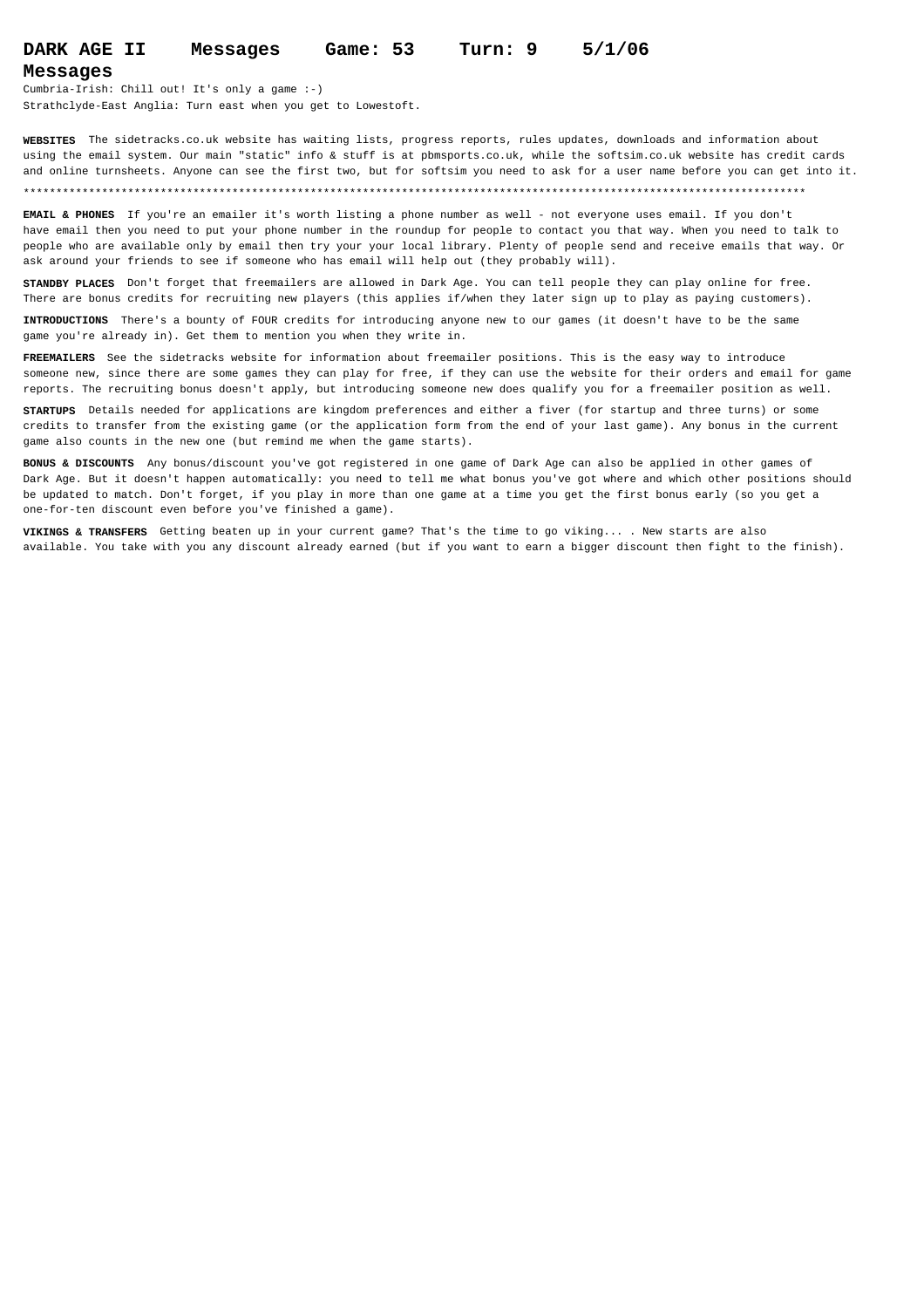# DARK AGE II Messages Game: 53 Turn: 9 5/1/06

## Messages

Cumbria-Irish: Chill out! It's only a game :-)
Strathclyde-East Anglia: Turn east when you get to Lowestoft.

**WEBSITES** The sidetracks.co.uk website has waiting lists, progress reports, rules updates, downloads and information about using the email system. Our main "static" info & stuff is at pbmsports.co.uk, while the softsim.co.uk website has credit cards and online turnsheets. Anyone can see the first two, but for softsim you need to ask for a user name before you can get into it.

\*\*\*\*\*\*\*\*\*\*\*\*\*\*\*\*\*\*\*\*\*\*\*\*\*\*\*\*\*\*\*\*\*\*\*\*\*\*\*\*\*\*\*\*\*\*\*\*\*\*\*\*\*\*\*\*\*\*\*\*\*\*\*\*\*\*\*\*\*\*\*\*\*\*\*\*\*\*\*\*\*\*\*\*\*\*\*\*\*\*\*\*\*\*\*\*\*\*\*\*\*\*\*\*\*\*\*\*\*\*\*\*\*\*\*\*\*\*\*

**EMAIL & PHONES** If you're an emailer it's worth listing a phone number as well - not everyone uses email. If you don't have email then you need to put your phone number in the roundup for people to contact you that way. When you need to talk to people who are available only by email then try your your local library. Plenty of people send and receive emails that way. Or ask around your friends to see if someone who has email will help out (they probably will).

**STANDBY PLACES** Don't forget that freemailers are allowed in Dark Age. You can tell people they can play online for free. There are bonus credits for recruiting new players (this applies if/when they later sign up to play as paying customers).

**INTRODUCTIONS** There's a bounty of FOUR credits for introducing anyone new to our games (it doesn't have to be the same game you're already in). Get them to mention you when they write in.

**FREEMAILERS** See the sidetracks website for information about freemailer positions. This is the easy way to introduce someone new, since there are some games they can play for free, if they can use the website for their orders and email for game reports. The recruiting bonus doesn't apply, but introducing someone new does qualify you for a freemailer position as well.

**STARTUPS** Details needed for applications are kingdom preferences and either a fiver (for startup and three turns) or some credits to transfer from the existing game (or the application form from the end of your last game). Any bonus in the current game also counts in the new one (but remind me when the game starts).

**BONUS & DISCOUNTS** Any bonus/discount you've got registered in one game of Dark Age can also be applied in other games of Dark Age. But it doesn't happen automatically: you need to tell me what bonus you've got where and which other positions should be updated to match. Don't forget, if you play in more than one game at a time you get the first bonus early (so you get a one-for-ten discount even before you've finished a game).

**VIKINGS & TRANSFERS** Getting beaten up in your current game? That's the time to go viking... . New starts are also available. You take with you any discount already earned (but if you want to earn a bigger discount then fight to the finish).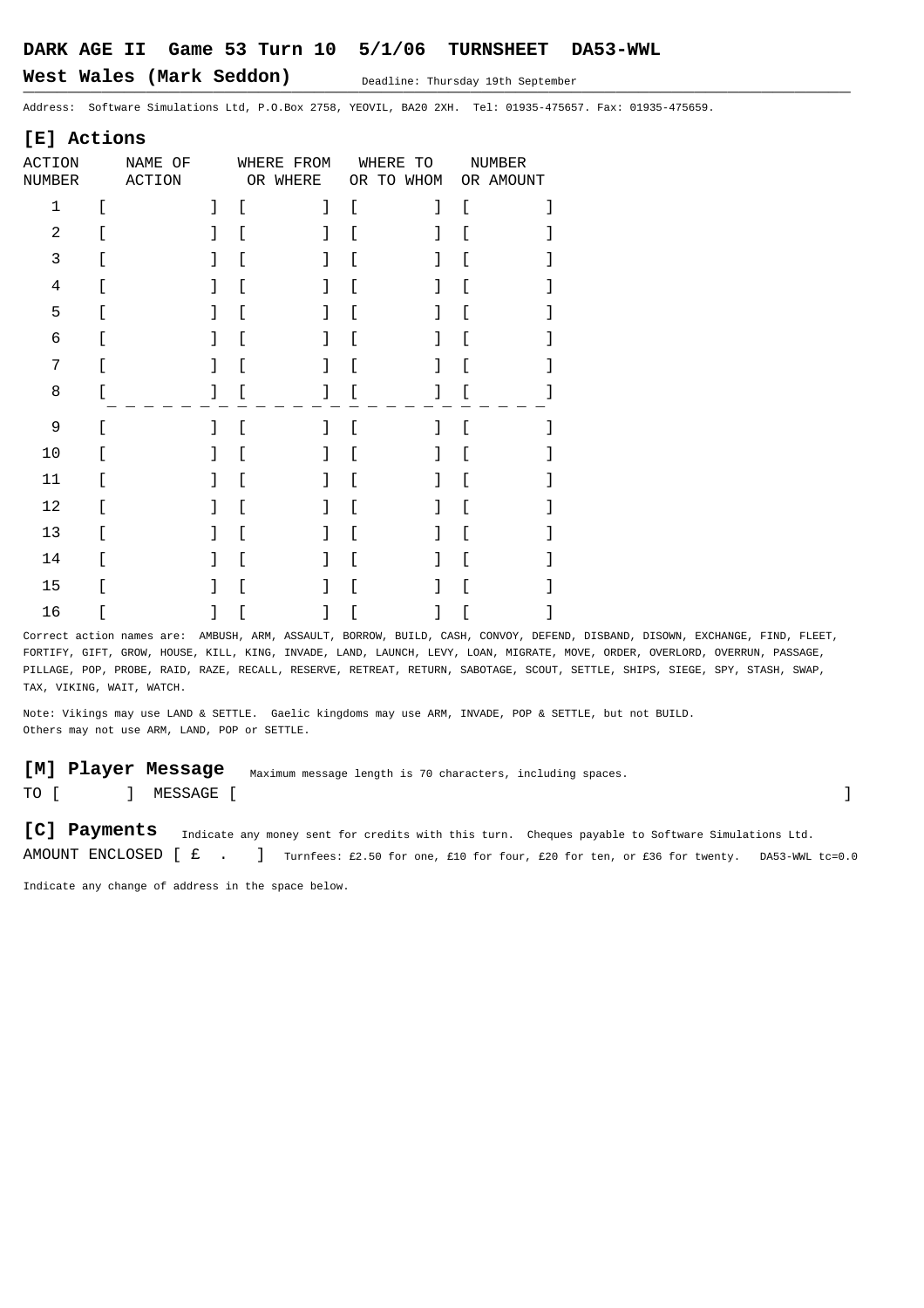**DARK AGE II  Game 53 Turn 10  5/1/06  TURNSHEET  DA53-WWL**

**West Wales (Mark Seddon)**  Deadline: Thursday 19th September

Address: Software Simulations Ltd, P.O.Box 2758, YEOVIL, BA20 2XH. Tel: 01935-475657. Fax: 01935-475659.

## [E] Actions

| ACTION NUMBER | NAME OF ACTION | WHERE FROM OR WHERE | WHERE TO OR TO WHOM | NUMBER OR AMOUNT |
|---|---|---|---|---|
| 1 | [ ] | [ ] | [ ] | [ ] |
| 2 | [ ] | [ ] | [ ] | [ ] |
| 3 | [ ] | [ ] | [ ] | [ ] |
| 4 | [ ] | [ ] | [ ] | [ ] |
| 5 | [ ] | [ ] | [ ] | [ ] |
| 6 | [ ] | [ ] | [ ] | [ ] |
| 7 | [ ] | [ ] | [ ] | [ ] |
| 8 | [ ] | [ ] | [ ] | [ ] |
| 9 | [ ] | [ ] | [ ] | [ ] |
| 10 | [ ] | [ ] | [ ] | [ ] |
| 11 | [ ] | [ ] | [ ] | [ ] |
| 12 | [ ] | [ ] | [ ] | [ ] |
| 13 | [ ] | [ ] | [ ] | [ ] |
| 14 | [ ] | [ ] | [ ] | [ ] |
| 15 | [ ] | [ ] | [ ] | [ ] |
| 16 | [ ] | [ ] | [ ] | [ ] |

Correct action names are: AMBUSH, ARM, ASSAULT, BORROW, BUILD, CASH, CONVOY, DEFEND, DISBAND, DISOWN, EXCHANGE, FIND, FLEET, FORTIFY, GIFT, GROW, HOUSE, KILL, KING, INVADE, LAND, LAUNCH, LEVY, LOAN, MIGRATE, MOVE, ORDER, OVERLORD, OVERRUN, PASSAGE, PILLAGE, POP, PROBE, RAID, RAZE, RECALL, RESERVE, RETREAT, RETURN, SABOTAGE, SCOUT, SETTLE, SHIPS, SIEGE, SPY, STASH, SWAP, TAX, VIKING, WAIT, WATCH.

Note: Vikings may use LAND & SETTLE. Gaelic kingdoms may use ARM, INVADE, POP & SETTLE, but not BUILD. Others may not use ARM, LAND, POP or SETTLE.

## [M] Player Message

Maximum message length is 70 characters, including spaces.

TO [ ] MESSAGE [ ]

## [C] Payments

Indicate any money sent for credits with this turn. Cheques payable to Software Simulations Ltd.

AMOUNT ENCLOSED [ £ . ] Turnfees: £2.50 for one, £10 for four, £20 for ten, or £36 for twenty. DA53-WWL tc=0.0

Indicate any change of address in the space below.